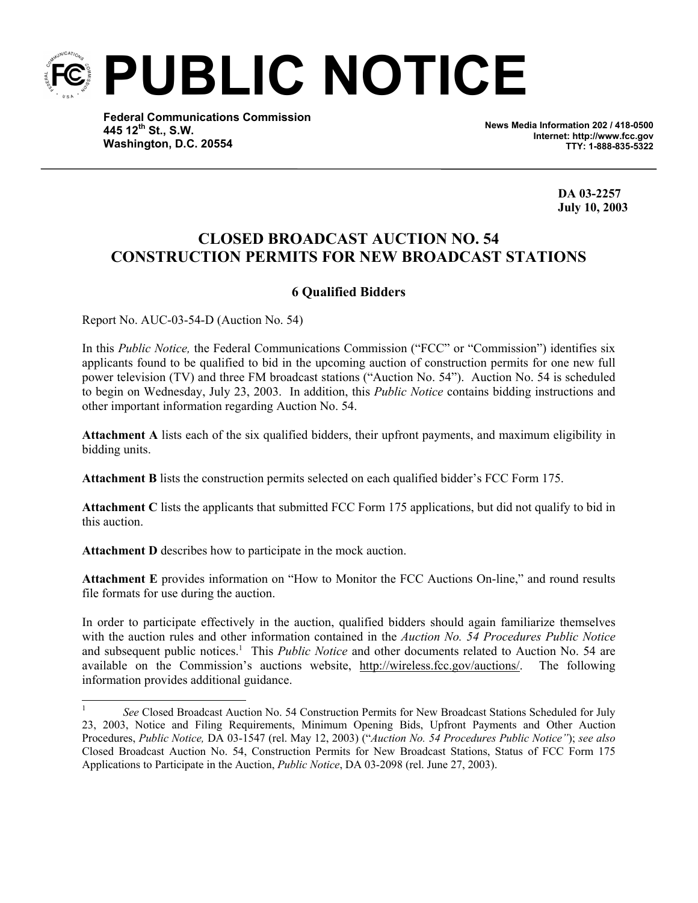# PUBLIC NOTICE

**Federal Communications Commission**
**445 12th St., S.W.**
**Washington, D.C. 20554**

**News Media Information 202 / 418-0500**
**Internet: http://www.fcc.gov**
**TTY: 1-888-835-5322**

**DA 03-2257**
**July 10, 2003**

## CLOSED BROADCAST AUCTION NO. 54
## CONSTRUCTION PERMITS FOR NEW BROADCAST STATIONS

### 6 Qualified Bidders

Report No. AUC-03-54-D (Auction No. 54)

In this *Public Notice,* the Federal Communications Commission ("FCC" or "Commission") identifies six applicants found to be qualified to bid in the upcoming auction of construction permits for one new full power television (TV) and three FM broadcast stations ("Auction No. 54"). Auction No. 54 is scheduled to begin on Wednesday, July 23, 2003. In addition, this *Public Notice* contains bidding instructions and other important information regarding Auction No. 54.

**Attachment A** lists each of the six qualified bidders, their upfront payments, and maximum eligibility in bidding units.

**Attachment B** lists the construction permits selected on each qualified bidder's FCC Form 175.

**Attachment C** lists the applicants that submitted FCC Form 175 applications, but did not qualify to bid in this auction.

**Attachment D** describes how to participate in the mock auction.

**Attachment E** provides information on "How to Monitor the FCC Auctions On-line," and round results file formats for use during the auction.

In order to participate effectively in the auction, qualified bidders should again familiarize themselves with the auction rules and other information contained in the *Auction No. 54 Procedures Public Notice* and subsequent public notices.[1] This *Public Notice* and other documents related to Auction No. 54 are available on the Commission's auctions website, http://wireless.fcc.gov/auctions/. The following information provides additional guidance.

---

[1] *See* Closed Broadcast Auction No. 54 Construction Permits for New Broadcast Stations Scheduled for July 23, 2003, Notice and Filing Requirements, Minimum Opening Bids, Upfront Payments and Other Auction Procedures, *Public Notice,* DA 03-1547 (rel. May 12, 2003) ("*Auction No. 54 Procedures Public Notice"*); *see also* Closed Broadcast Auction No. 54, Construction Permits for New Broadcast Stations, Status of FCC Form 175 Applications to Participate in the Auction, *Public Notice*, DA 03-2098 (rel. June 27, 2003).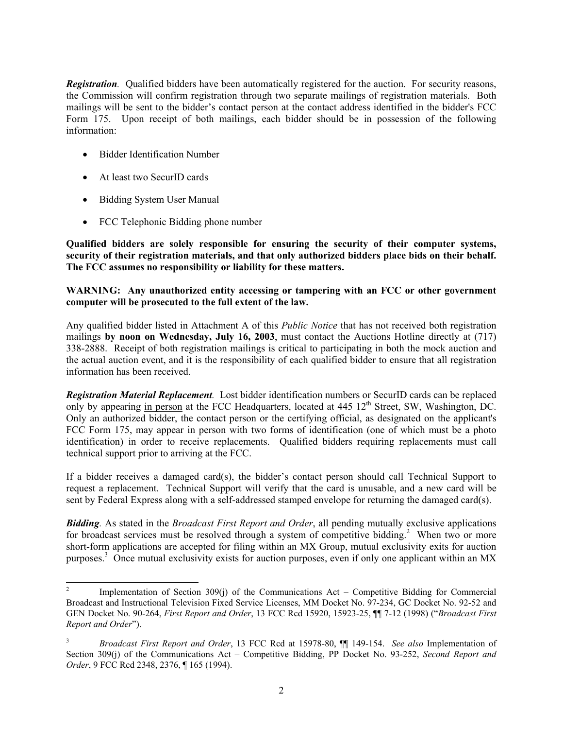***Registration***. Qualified bidders have been automatically registered for the auction. For security reasons, the Commission will confirm registration through two separate mailings of registration materials. Both mailings will be sent to the bidder's contact person at the contact address identified in the bidder's FCC Form 175. Upon receipt of both mailings, each bidder should be in possession of the following information:

- Bidder Identification Number
- At least two SecurID cards
- Bidding System User Manual
- FCC Telephonic Bidding phone number

**Qualified bidders are solely responsible for ensuring the security of their computer systems, security of their registration materials, and that only authorized bidders place bids on their behalf. The FCC assumes no responsibility or liability for these matters.**

**WARNING: Any unauthorized entity accessing or tampering with an FCC or other government computer will be prosecuted to the full extent of the law.**

Any qualified bidder listed in Attachment A of this *Public Notice* that has not received both registration mailings **by noon on Wednesday, July 16, 2003**, must contact the Auctions Hotline directly at (717) 338-2888. Receipt of both registration mailings is critical to participating in both the mock auction and the actual auction event, and it is the responsibility of each qualified bidder to ensure that all registration information has been received.

***Registration Material Replacement***. Lost bidder identification numbers or SecurID cards can be replaced only by appearing in person at the FCC Headquarters, located at 445 12th Street, SW, Washington, DC. Only an authorized bidder, the contact person or the certifying official, as designated on the applicant's FCC Form 175, may appear in person with two forms of identification (one of which must be a photo identification) in order to receive replacements. Qualified bidders requiring replacements must call technical support prior to arriving at the FCC.

If a bidder receives a damaged card(s), the bidder's contact person should call Technical Support to request a replacement. Technical Support will verify that the card is unusable, and a new card will be sent by Federal Express along with a self-addressed stamped envelope for returning the damaged card(s).

***Bidding***. As stated in the *Broadcast First Report and Order*, all pending mutually exclusive applications for broadcast services must be resolved through a system of competitive bidding.[2] When two or more short-form applications are accepted for filing within an MX Group, mutual exclusivity exits for auction purposes.[3] Once mutual exclusivity exists for auction purposes, even if only one applicant within an MX

---

[2] Implementation of Section 309(j) of the Communications Act – Competitive Bidding for Commercial Broadcast and Instructional Television Fixed Service Licenses, MM Docket No. 97-234, GC Docket No. 92-52 and GEN Docket No. 90-264, *First Report and Order*, 13 FCC Rcd 15920, 15923-25, ¶¶ 7-12 (1998) ("*Broadcast First Report and Order*").

[3] *Broadcast First Report and Order*, 13 FCC Rcd at 15978-80, ¶¶ 149-154. *See also* Implementation of Section 309(j) of the Communications Act – Competitive Bidding, PP Docket No. 93-252, *Second Report and Order*, 9 FCC Rcd 2348, 2376, ¶ 165 (1994).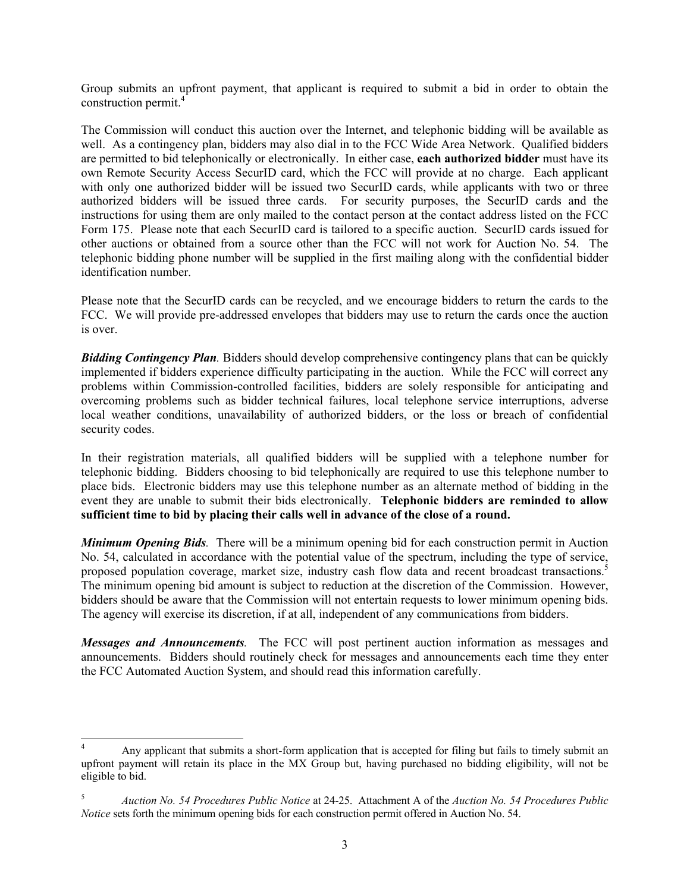Group submits an upfront payment, that applicant is required to submit a bid in order to obtain the construction permit.[4]

The Commission will conduct this auction over the Internet, and telephonic bidding will be available as well. As a contingency plan, bidders may also dial in to the FCC Wide Area Network. Qualified bidders are permitted to bid telephonically or electronically. In either case, **each authorized bidder** must have its own Remote Security Access SecurID card, which the FCC will provide at no charge. Each applicant with only one authorized bidder will be issued two SecurID cards, while applicants with two or three authorized bidders will be issued three cards. For security purposes, the SecurID cards and the instructions for using them are only mailed to the contact person at the contact address listed on the FCC Form 175. Please note that each SecurID card is tailored to a specific auction. SecurID cards issued for other auctions or obtained from a source other than the FCC will not work for Auction No. 54. The telephonic bidding phone number will be supplied in the first mailing along with the confidential bidder identification number.

Please note that the SecurID cards can be recycled, and we encourage bidders to return the cards to the FCC. We will provide pre-addressed envelopes that bidders may use to return the cards once the auction is over.

***Bidding Contingency Plan.*** Bidders should develop comprehensive contingency plans that can be quickly implemented if bidders experience difficulty participating in the auction. While the FCC will correct any problems within Commission-controlled facilities, bidders are solely responsible for anticipating and overcoming problems such as bidder technical failures, local telephone service interruptions, adverse local weather conditions, unavailability of authorized bidders, or the loss or breach of confidential security codes.

In their registration materials, all qualified bidders will be supplied with a telephone number for telephonic bidding. Bidders choosing to bid telephonically are required to use this telephone number to place bids. Electronic bidders may use this telephone number as an alternate method of bidding in the event they are unable to submit their bids electronically. **Telephonic bidders are reminded to allow sufficient time to bid by placing their calls well in advance of the close of a round.**

***Minimum Opening Bids.*** There will be a minimum opening bid for each construction permit in Auction No. 54, calculated in accordance with the potential value of the spectrum, including the type of service, proposed population coverage, market size, industry cash flow data and recent broadcast transactions.[5] The minimum opening bid amount is subject to reduction at the discretion of the Commission. However, bidders should be aware that the Commission will not entertain requests to lower minimum opening bids. The agency will exercise its discretion, if at all, independent of any communications from bidders.

***Messages and Announcements.*** The FCC will post pertinent auction information as messages and announcements. Bidders should routinely check for messages and announcements each time they enter the FCC Automated Auction System, and should read this information carefully.

---

[4] Any applicant that submits a short-form application that is accepted for filing but fails to timely submit an upfront payment will retain its place in the MX Group but, having purchased no bidding eligibility, will not be eligible to bid.

[5] *Auction No. 54 Procedures Public Notice* at 24-25. Attachment A of the *Auction No. 54 Procedures Public Notice* sets forth the minimum opening bids for each construction permit offered in Auction No. 54.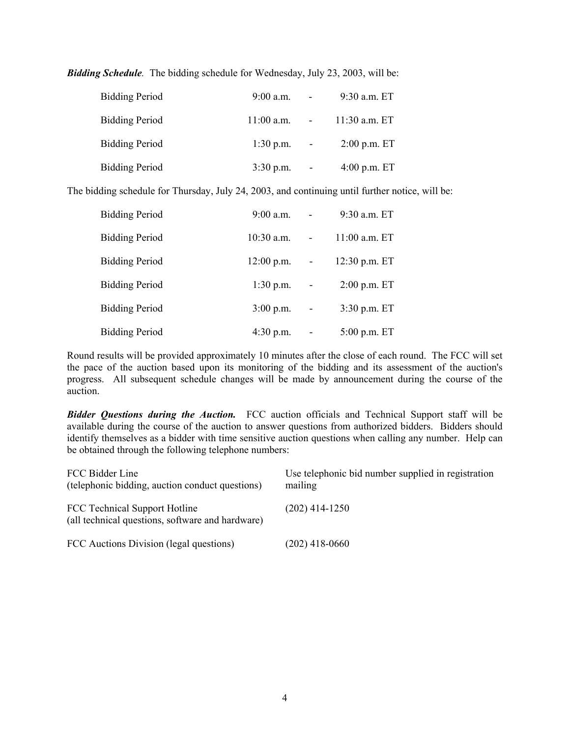***Bidding Schedule**.* The bidding schedule for Wednesday, July 23, 2003, will be:

| | | | |
|---|---|---|---|
| Bidding Period | 9:00 a.m. | - | 9:30 a.m. ET |
| Bidding Period | 11:00 a.m. | - | 11:30 a.m. ET |
| Bidding Period | 1:30 p.m. | - | 2:00 p.m. ET |
| Bidding Period | 3:30 p.m. | - | 4:00 p.m. ET |

The bidding schedule for Thursday, July 24, 2003, and continuing until further notice, will be:

| | | | |
|---|---|---|---|
| Bidding Period | 9:00 a.m. | - | 9:30 a.m. ET |
| Bidding Period | 10:30 a.m. | - | 11:00 a.m. ET |
| Bidding Period | 12:00 p.m. | - | 12:30 p.m. ET |
| Bidding Period | 1:30 p.m. | - | 2:00 p.m. ET |
| Bidding Period | 3:00 p.m. | - | 3:30 p.m. ET |
| Bidding Period | 4:30 p.m. | - | 5:00 p.m. ET |

Round results will be provided approximately 10 minutes after the close of each round. The FCC will set the pace of the auction based upon its monitoring of the bidding and its assessment of the auction's progress. All subsequent schedule changes will be made by announcement during the course of the auction.

***Bidder Questions during the Auction.*** FCC auction officials and Technical Support staff will be available during the course of the auction to answer questions from authorized bidders. Bidders should identify themselves as a bidder with time sensitive auction questions when calling any number. Help can be obtained through the following telephone numbers:

| | |
|---|---|
| FCC Bidder Line (telephonic bidding, auction conduct questions) | Use telephonic bid number supplied in registration mailing |
| FCC Technical Support Hotline (all technical questions, software and hardware) | (202) 414-1250 |
| FCC Auctions Division (legal questions) | (202) 418-0660 |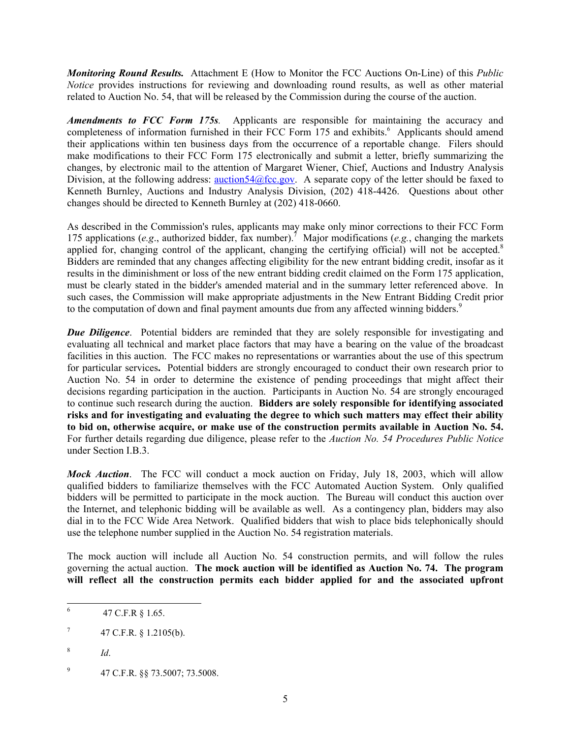***Monitoring Round Results.*** Attachment E (How to Monitor the FCC Auctions On-Line) of this *Public Notice* provides instructions for reviewing and downloading round results, as well as other material related to Auction No. 54, that will be released by the Commission during the course of the auction.

***Amendments to FCC Form 175s.*** Applicants are responsible for maintaining the accuracy and completeness of information furnished in their FCC Form 175 and exhibits.[6] Applicants should amend their applications within ten business days from the occurrence of a reportable change. Filers should make modifications to their FCC Form 175 electronically and submit a letter, briefly summarizing the changes, by electronic mail to the attention of Margaret Wiener, Chief, Auctions and Industry Analysis Division, at the following address: auction54@fcc.gov. A separate copy of the letter should be faxed to Kenneth Burnley, Auctions and Industry Analysis Division, (202) 418-4426. Questions about other changes should be directed to Kenneth Burnley at (202) 418-0660.

As described in the Commission's rules, applicants may make only minor corrections to their FCC Form 175 applications (*e.g*., authorized bidder, fax number).[7] Major modifications (*e.g.*, changing the markets applied for, changing control of the applicant, changing the certifying official) will not be accepted.[8] Bidders are reminded that any changes affecting eligibility for the new entrant bidding credit, insofar as it results in the diminishment or loss of the new entrant bidding credit claimed on the Form 175 application, must be clearly stated in the bidder's amended material and in the summary letter referenced above. In such cases, the Commission will make appropriate adjustments in the New Entrant Bidding Credit prior to the computation of down and final payment amounts due from any affected winning bidders.[9]

***Due Diligence***. Potential bidders are reminded that they are solely responsible for investigating and evaluating all technical and market place factors that may have a bearing on the value of the broadcast facilities in this auction. The FCC makes no representations or warranties about the use of this spectrum for particular services**.** Potential bidders are strongly encouraged to conduct their own research prior to Auction No. 54 in order to determine the existence of pending proceedings that might affect their decisions regarding participation in the auction. Participants in Auction No. 54 are strongly encouraged to continue such research during the auction. **Bidders are solely responsible for identifying associated risks and for investigating and evaluating the degree to which such matters may effect their ability to bid on, otherwise acquire, or make use of the construction permits available in Auction No. 54.** For further details regarding due diligence, please refer to the *Auction No. 54 Procedures Public Notice* under Section I.B.3.

***Mock Auction***. The FCC will conduct a mock auction on Friday, July 18, 2003, which will allow qualified bidders to familiarize themselves with the FCC Automated Auction System. Only qualified bidders will be permitted to participate in the mock auction. The Bureau will conduct this auction over the Internet, and telephonic bidding will be available as well. As a contingency plan, bidders may also dial in to the FCC Wide Area Network. Qualified bidders that wish to place bids telephonically should use the telephone number supplied in the Auction No. 54 registration materials.

The mock auction will include all Auction No. 54 construction permits, and will follow the rules governing the actual auction. **The mock auction will be identified as Auction No. 74. The program will reflect all the construction permits each bidder applied for and the associated upfront**

---

[6] 47 C.F.R § 1.65.

[7] 47 C.F.R. § 1.2105(b).

[8] *Id*.

[9] 47 C.F.R. §§ 73.5007; 73.5008.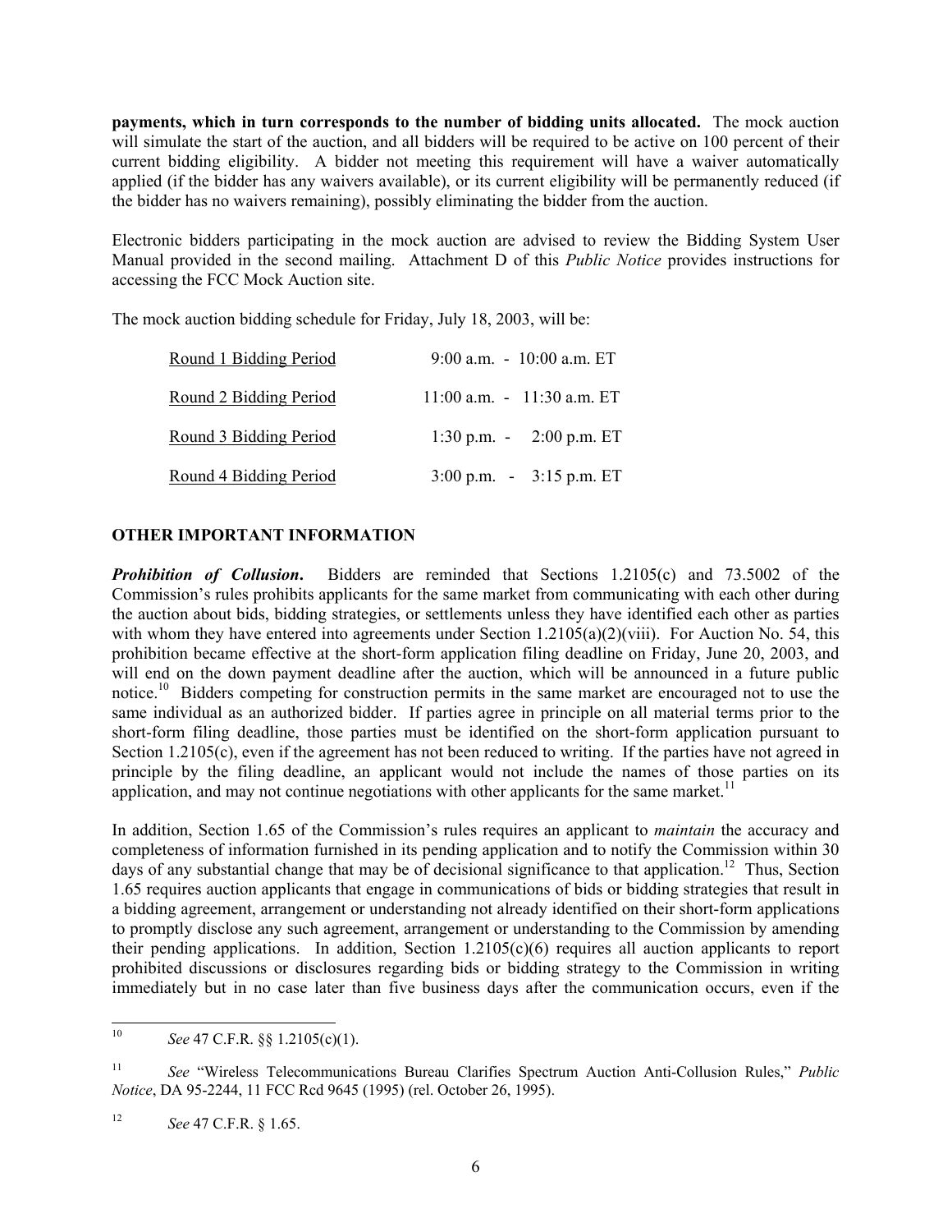**payments, which in turn corresponds to the number of bidding units allocated.** The mock auction will simulate the start of the auction, and all bidders will be required to be active on 100 percent of their current bidding eligibility. A bidder not meeting this requirement will have a waiver automatically applied (if the bidder has any waivers available), or its current eligibility will be permanently reduced (if the bidder has no waivers remaining), possibly eliminating the bidder from the auction.

Electronic bidders participating in the mock auction are advised to review the Bidding System User Manual provided in the second mailing. Attachment D of this *Public Notice* provides instructions for accessing the FCC Mock Auction site.

The mock auction bidding schedule for Friday, July 18, 2003, will be:

| | |
|---|---|
| Round 1 Bidding Period | 9:00 a.m. - 10:00 a.m. ET |
| Round 2 Bidding Period | 11:00 a.m. - 11:30 a.m. ET |
| Round 3 Bidding Period | 1:30 p.m. - 2:00 p.m. ET |
| Round 4 Bidding Period | 3:00 p.m. - 3:15 p.m. ET |

## OTHER IMPORTANT INFORMATION

***Prohibition of Collusion*****.** Bidders are reminded that Sections 1.2105(c) and 73.5002 of the Commission's rules prohibits applicants for the same market from communicating with each other during the auction about bids, bidding strategies, or settlements unless they have identified each other as parties with whom they have entered into agreements under Section 1.2105(a)(2)(viii). For Auction No. 54, this prohibition became effective at the short-form application filing deadline on Friday, June 20, 2003, and will end on the down payment deadline after the auction, which will be announced in a future public notice.[10] Bidders competing for construction permits in the same market are encouraged not to use the same individual as an authorized bidder. If parties agree in principle on all material terms prior to the short-form filing deadline, those parties must be identified on the short-form application pursuant to Section 1.2105(c), even if the agreement has not been reduced to writing. If the parties have not agreed in principle by the filing deadline, an applicant would not include the names of those parties on its application, and may not continue negotiations with other applicants for the same market.[11]

In addition, Section 1.65 of the Commission's rules requires an applicant to *maintain* the accuracy and completeness of information furnished in its pending application and to notify the Commission within 30 days of any substantial change that may be of decisional significance to that application.[12] Thus, Section 1.65 requires auction applicants that engage in communications of bids or bidding strategies that result in a bidding agreement, arrangement or understanding not already identified on their short-form applications to promptly disclose any such agreement, arrangement or understanding to the Commission by amending their pending applications. In addition, Section 1.2105(c)(6) requires all auction applicants to report prohibited discussions or disclosures regarding bids or bidding strategy to the Commission in writing immediately but in no case later than five business days after the communication occurs, even if the

---

[10] *See* 47 C.F.R. §§ 1.2105(c)(1).

[11] *See* "Wireless Telecommunications Bureau Clarifies Spectrum Auction Anti-Collusion Rules," *Public Notice*, DA 95-2244, 11 FCC Rcd 9645 (1995) (rel. October 26, 1995).

[12] *See* 47 C.F.R. § 1.65.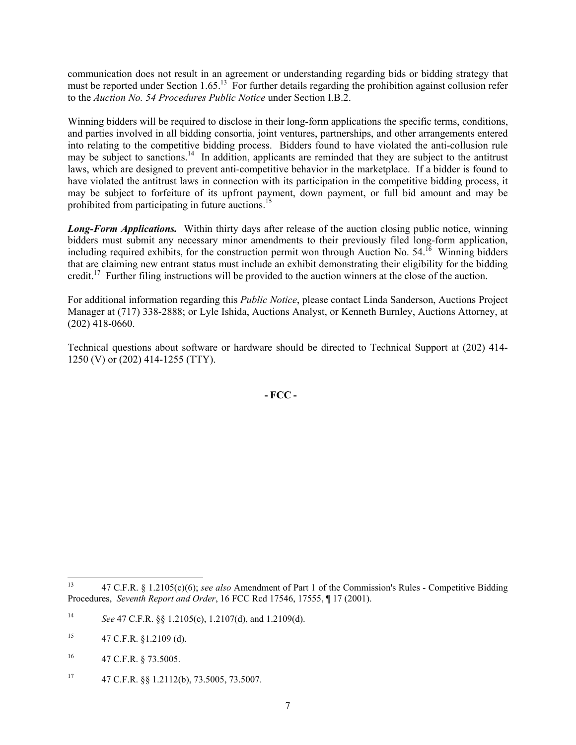communication does not result in an agreement or understanding regarding bids or bidding strategy that must be reported under Section 1.65.[13] For further details regarding the prohibition against collusion refer to the *Auction No. 54 Procedures Public Notice* under Section I.B.2.

Winning bidders will be required to disclose in their long-form applications the specific terms, conditions, and parties involved in all bidding consortia, joint ventures, partnerships, and other arrangements entered into relating to the competitive bidding process. Bidders found to have violated the anti-collusion rule may be subject to sanctions.[14] In addition, applicants are reminded that they are subject to the antitrust laws, which are designed to prevent anti-competitive behavior in the marketplace. If a bidder is found to have violated the antitrust laws in connection with its participation in the competitive bidding process, it may be subject to forfeiture of its upfront payment, down payment, or full bid amount and may be prohibited from participating in future auctions.[15]

***Long-Form Applications.*** Within thirty days after release of the auction closing public notice, winning bidders must submit any necessary minor amendments to their previously filed long-form application, including required exhibits, for the construction permit won through Auction No. 54.[16] Winning bidders that are claiming new entrant status must include an exhibit demonstrating their eligibility for the bidding credit.[17] Further filing instructions will be provided to the auction winners at the close of the auction.

For additional information regarding this *Public Notice*, please contact Linda Sanderson, Auctions Project Manager at (717) 338-2888; or Lyle Ishida, Auctions Analyst, or Kenneth Burnley, Auctions Attorney, at (202) 418-0660.

Technical questions about software or hardware should be directed to Technical Support at (202) 414-1250 (V) or (202) 414-1255 (TTY).

**- FCC -**

---

[13] 47 C.F.R. § 1.2105(c)(6); *see also* Amendment of Part 1 of the Commission's Rules - Competitive Bidding Procedures, *Seventh Report and Order*, 16 FCC Rcd 17546, 17555, ¶ 17 (2001).

[14] *See* 47 C.F.R. §§ 1.2105(c), 1.2107(d), and 1.2109(d).

[15] 47 C.F.R. §1.2109 (d).

[16] 47 C.F.R. § 73.5005.

[17] 47 C.F.R. §§ 1.2112(b), 73.5005, 73.5007.